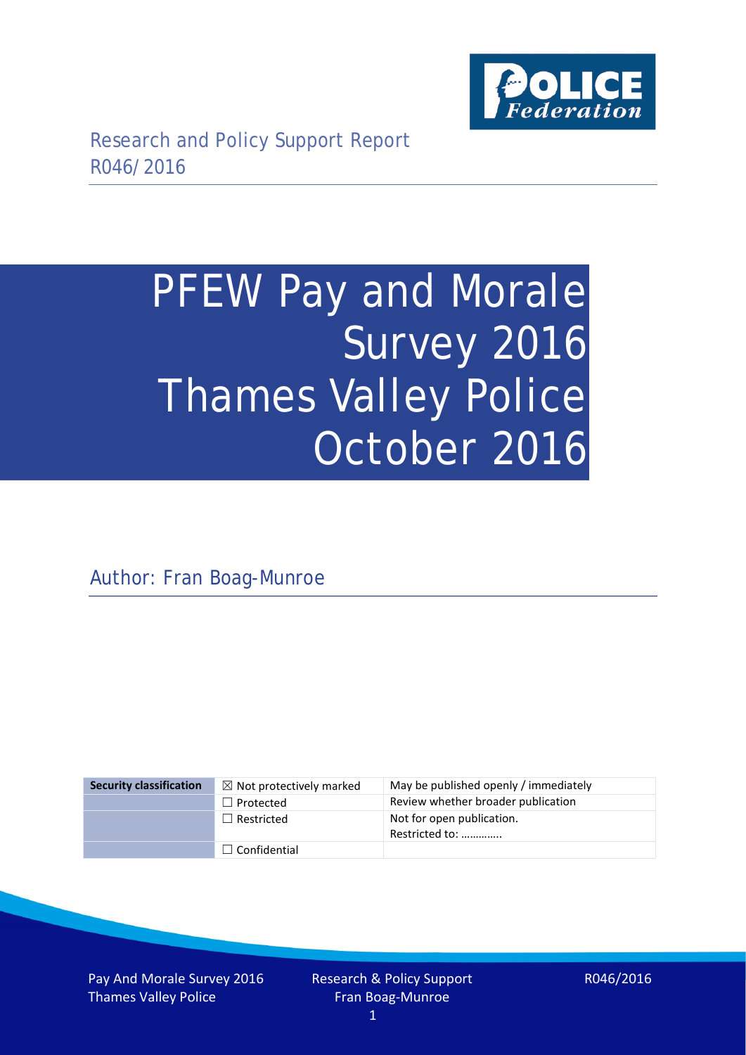Research and Policy Support Report
R046/2016

# PFEW Pay and Morale Survey 2016 Thames Valley Police October 2016

Author: Fran Boag-Munroe

| Security classification | ☒ Not protectively marked | May be published openly / immediately |
|---|---|---|
| | ☐ Protected | Review whether broader publication |
| | ☐ Restricted | Not for open publication. Restricted to: ………….. |
| | ☐ Confidential | |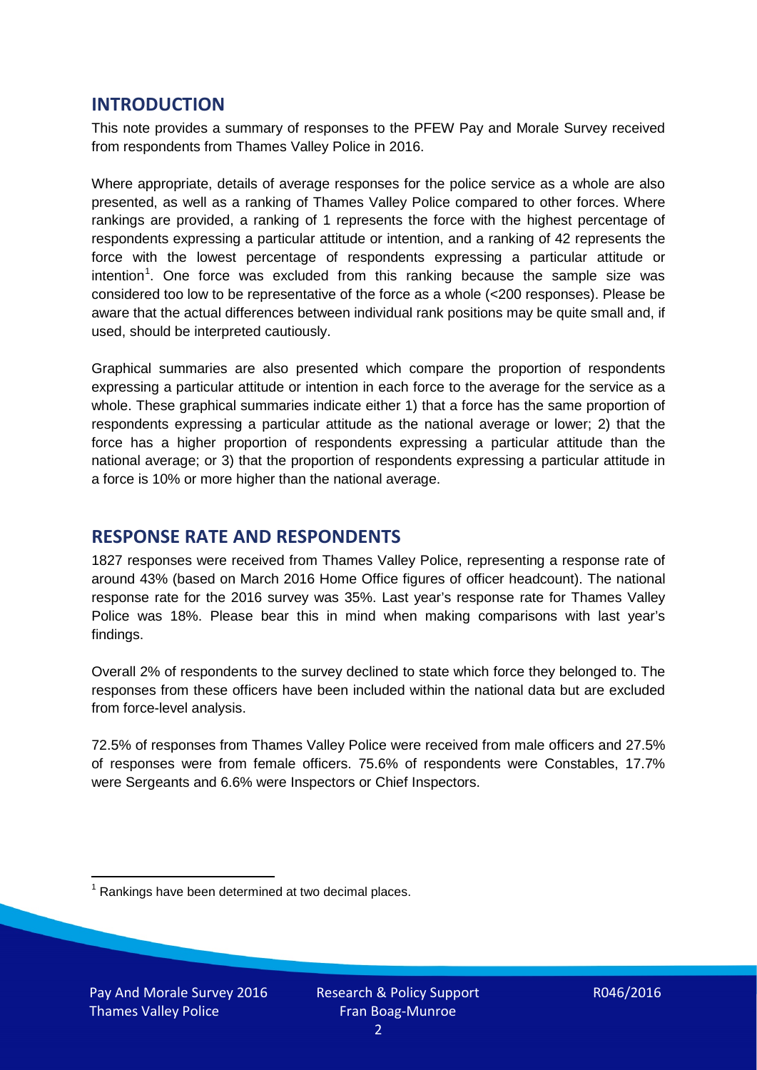## INTRODUCTION

This note provides a summary of responses to the PFEW Pay and Morale Survey received from respondents from Thames Valley Police in 2016.

Where appropriate, details of average responses for the police service as a whole are also presented, as well as a ranking of Thames Valley Police compared to other forces. Where rankings are provided, a ranking of 1 represents the force with the highest percentage of respondents expressing a particular attitude or intention, and a ranking of 42 represents the force with the lowest percentage of respondents expressing a particular attitude or intention[1]. One force was excluded from this ranking because the sample size was considered too low to be representative of the force as a whole (<200 responses). Please be aware that the actual differences between individual rank positions may be quite small and, if used, should be interpreted cautiously.

Graphical summaries are also presented which compare the proportion of respondents expressing a particular attitude or intention in each force to the average for the service as a whole. These graphical summaries indicate either 1) that a force has the same proportion of respondents expressing a particular attitude as the national average or lower; 2) that the force has a higher proportion of respondents expressing a particular attitude than the national average; or 3) that the proportion of respondents expressing a particular attitude in a force is 10% or more higher than the national average.

## RESPONSE RATE AND RESPONDENTS

1827 responses were received from Thames Valley Police, representing a response rate of around 43% (based on March 2016 Home Office figures of officer headcount). The national response rate for the 2016 survey was 35%. Last year's response rate for Thames Valley Police was 18%. Please bear this in mind when making comparisons with last year's findings.

Overall 2% of respondents to the survey declined to state which force they belonged to. The responses from these officers have been included within the national data but are excluded from force-level analysis.

72.5% of responses from Thames Valley Police were received from male officers and 27.5% of responses were from female officers. 75.6% of respondents were Constables, 17.7% were Sergeants and 6.6% were Inspectors or Chief Inspectors.

[1] Rankings have been determined at two decimal places.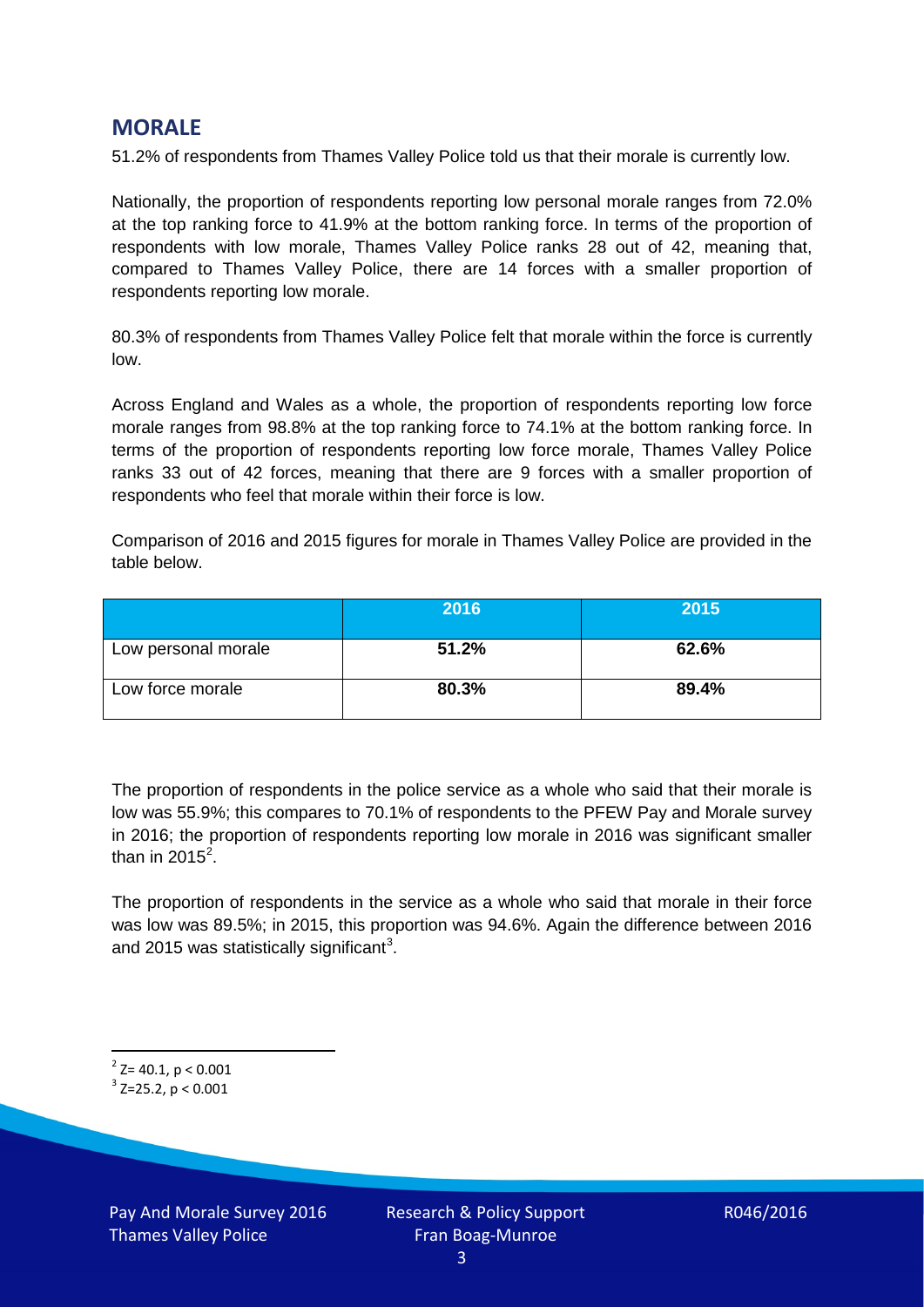## MORALE

51.2% of respondents from Thames Valley Police told us that their morale is currently low.

Nationally, the proportion of respondents reporting low personal morale ranges from 72.0% at the top ranking force to 41.9% at the bottom ranking force. In terms of the proportion of respondents with low morale, Thames Valley Police ranks 28 out of 42, meaning that, compared to Thames Valley Police, there are 14 forces with a smaller proportion of respondents reporting low morale.

80.3% of respondents from Thames Valley Police felt that morale within the force is currently low.

Across England and Wales as a whole, the proportion of respondents reporting low force morale ranges from 98.8% at the top ranking force to 74.1% at the bottom ranking force. In terms of the proportion of respondents reporting low force morale, Thames Valley Police ranks 33 out of 42 forces, meaning that there are 9 forces with a smaller proportion of respondents who feel that morale within their force is low.

Comparison of 2016 and 2015 figures for morale in Thames Valley Police are provided in the table below.

| | 2016 | 2015 |
|---|---|---|
| Low personal morale | **51.2%** | **62.6%** |
| Low force morale | **80.3%** | **89.4%** |

The proportion of respondents in the police service as a whole who said that their morale is low was 55.9%; this compares to 70.1% of respondents to the PFEW Pay and Morale survey in 2016; the proportion of respondents reporting low morale in 2016 was significant smaller than in 2015[2].

The proportion of respondents in the service as a whole who said that morale in their force was low was 89.5%; in 2015, this proportion was 94.6%. Again the difference between 2016 and 2015 was statistically significant[3].

[2] $Z= 40.1$, $p < 0.001$

[3] $Z=25.2$, $p < 0.001$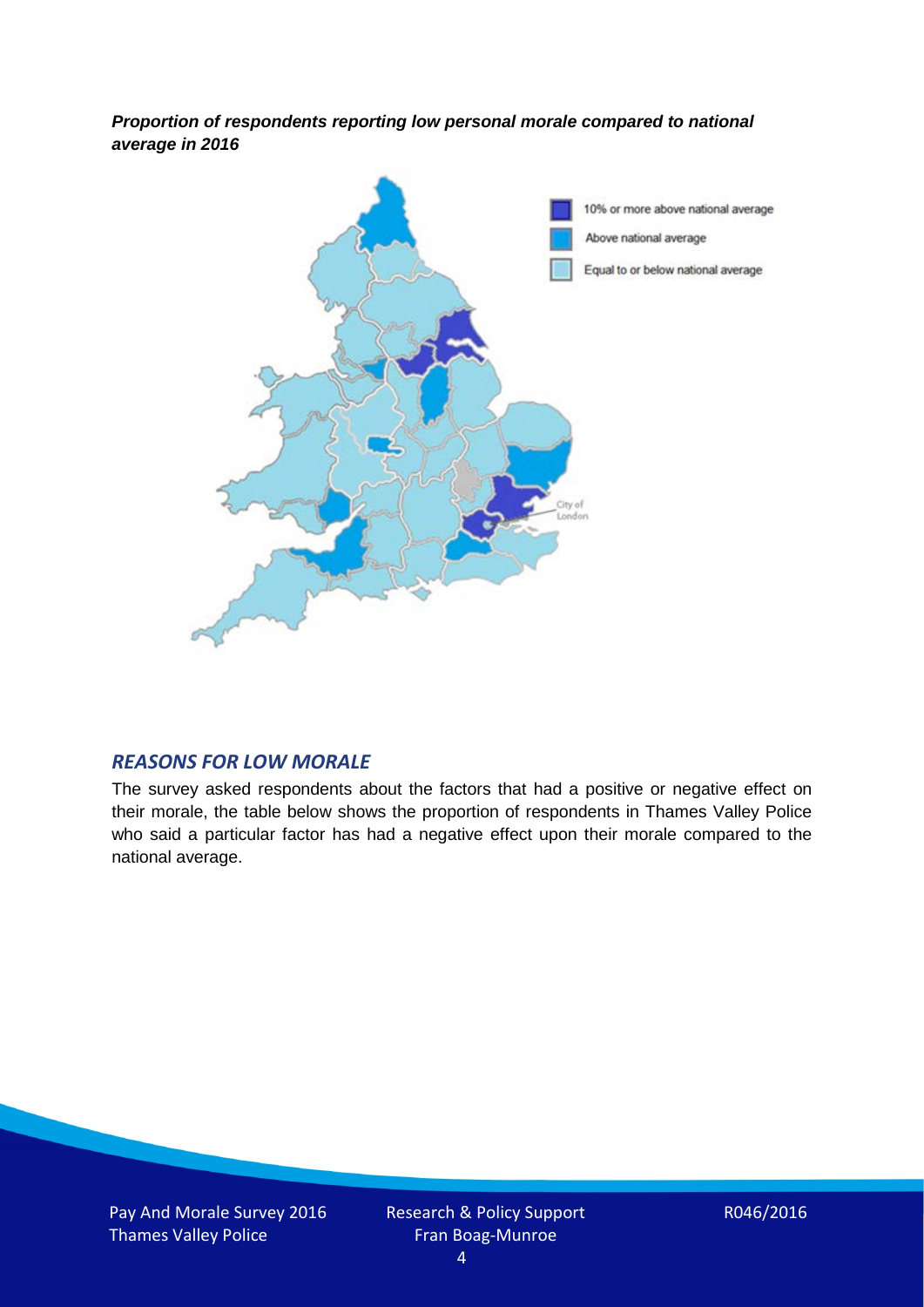***Proportion of respondents reporting low personal morale compared to national average in 2016***

## *REASONS FOR LOW MORALE*

The survey asked respondents about the factors that had a positive or negative effect on their morale, the table below shows the proportion of respondents in Thames Valley Police who said a particular factor has had a negative effect upon their morale compared to the national average.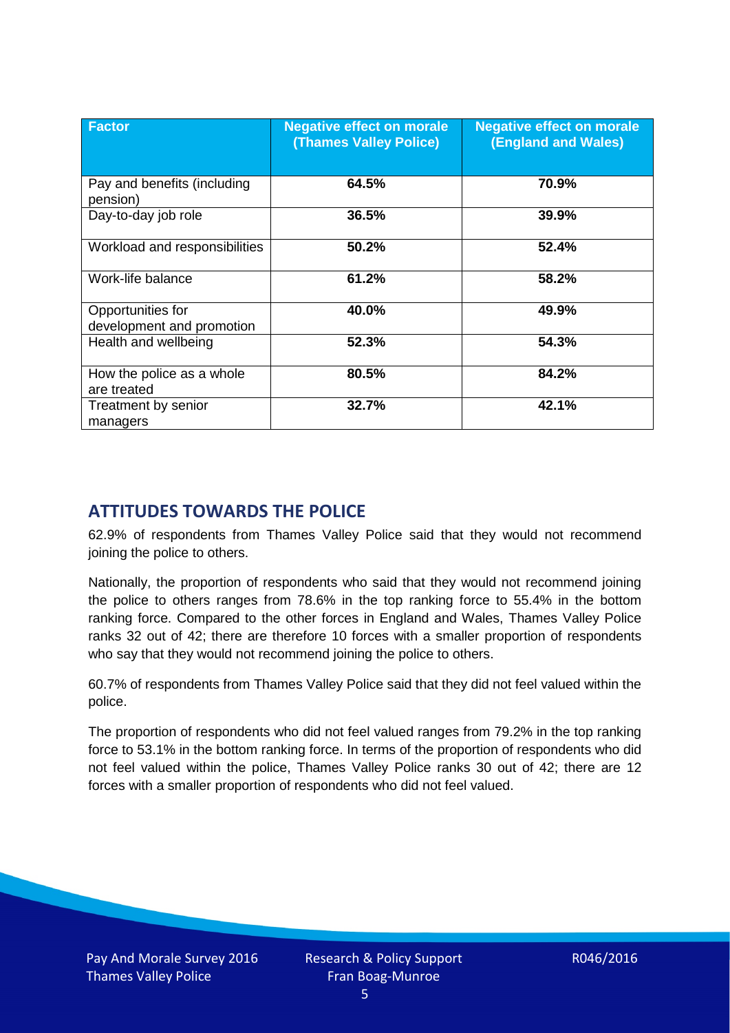| Factor | Negative effect on morale (Thames Valley Police) | Negative effect on morale (England and Wales) |
|---|---|---|
| Pay and benefits (including pension) | 64.5% | 70.9% |
| Day-to-day job role | 36.5% | 39.9% |
| Workload and responsibilities | 50.2% | 52.4% |
| Work-life balance | 61.2% | 58.2% |
| Opportunities for development and promotion | 40.0% | 49.9% |
| Health and wellbeing | 52.3% | 54.3% |
| How the police as a whole are treated | 80.5% | 84.2% |
| Treatment by senior managers | 32.7% | 42.1% |

## ATTITUDES TOWARDS THE POLICE

62.9% of respondents from Thames Valley Police said that they would not recommend joining the police to others.

Nationally, the proportion of respondents who said that they would not recommend joining the police to others ranges from 78.6% in the top ranking force to 55.4% in the bottom ranking force. Compared to the other forces in England and Wales, Thames Valley Police ranks 32 out of 42; there are therefore 10 forces with a smaller proportion of respondents who say that they would not recommend joining the police to others.

60.7% of respondents from Thames Valley Police said that they did not feel valued within the police.

The proportion of respondents who did not feel valued ranges from 79.2% in the top ranking force to 53.1% in the bottom ranking force. In terms of the proportion of respondents who did not feel valued within the police, Thames Valley Police ranks 30 out of 42; there are 12 forces with a smaller proportion of respondents who did not feel valued.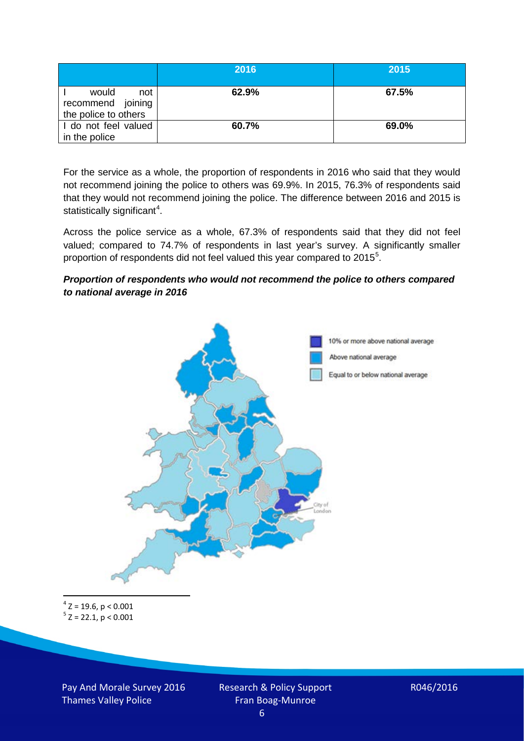| | 2016 | 2015 |
|---|---|---|
| I would not recommend joining the police to others | 62.9% | 67.5% |
| I do not feel valued in the police | 60.7% | 69.0% |

For the service as a whole, the proportion of respondents in 2016 who said that they would not recommend joining the police to others was 69.9%. In 2015, 76.3% of respondents said that they would not recommend joining the police. The difference between 2016 and 2015 is statistically significant[4].

Across the police service as a whole, 67.3% of respondents said that they did not feel valued; compared to 74.7% of respondents in last year's survey. A significantly smaller proportion of respondents did not feel valued this year compared to 2015[5].

***Proportion of respondents who would not recommend the police to others compared to national average in 2016***

10% or more above national average

Above national average

Equal to or below national average

City of London

[4] $Z = 19.6$, $p < 0.001$

[5] $Z = 22.1$, $p < 0.001$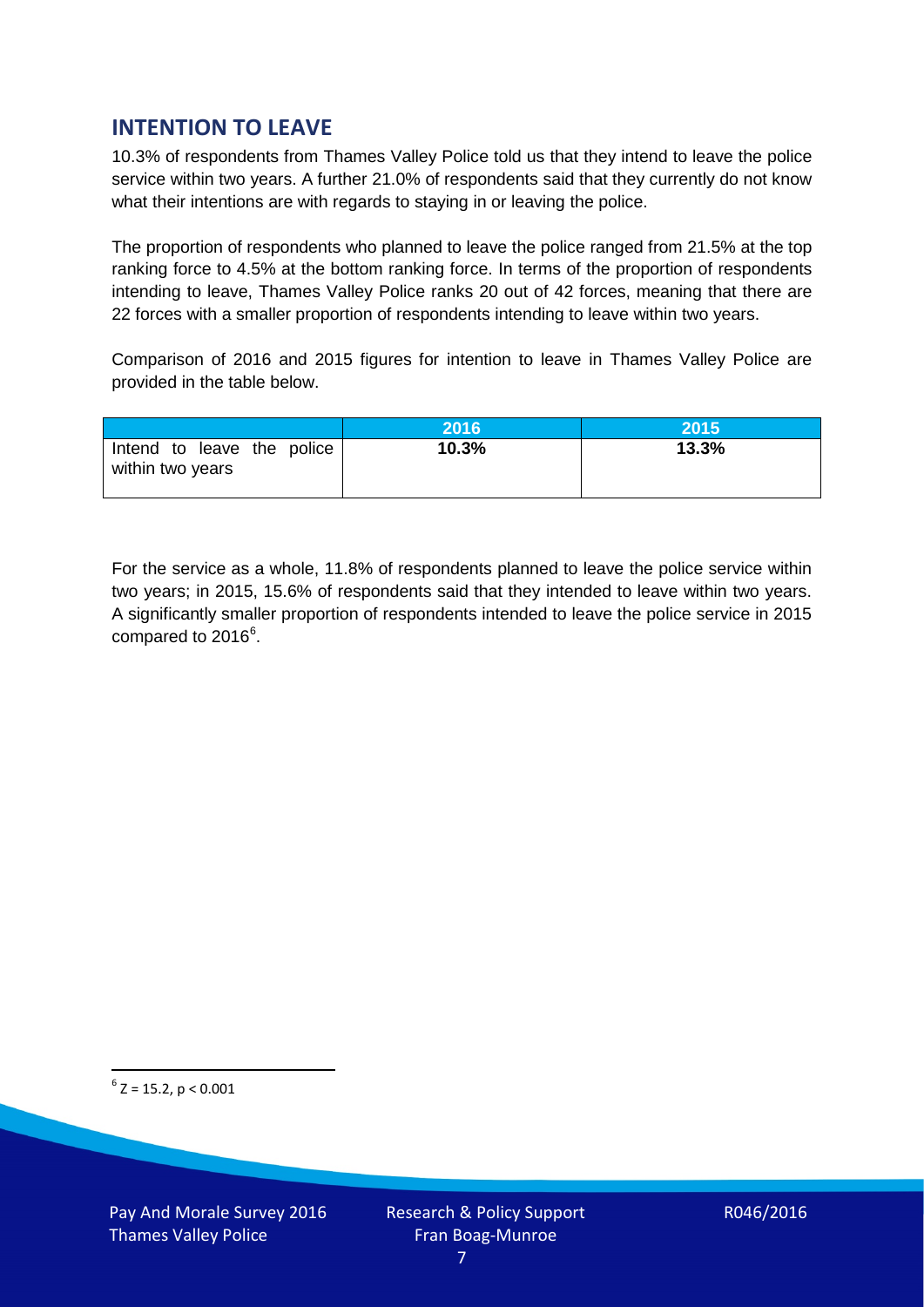## INTENTION TO LEAVE

10.3% of respondents from Thames Valley Police told us that they intend to leave the police service within two years. A further 21.0% of respondents said that they currently do not know what their intentions are with regards to staying in or leaving the police.

The proportion of respondents who planned to leave the police ranged from 21.5% at the top ranking force to 4.5% at the bottom ranking force. In terms of the proportion of respondents intending to leave, Thames Valley Police ranks 20 out of 42 forces, meaning that there are 22 forces with a smaller proportion of respondents intending to leave within two years.

Comparison of 2016 and 2015 figures for intention to leave in Thames Valley Police are provided in the table below.

| | 2016 | 2015 |
|---|---|---|
| Intend to leave the police within two years | **10.3%** | **13.3%** |

For the service as a whole, 11.8% of respondents planned to leave the police service within two years; in 2015, 15.6% of respondents said that they intended to leave within two years. A significantly smaller proportion of respondents intended to leave the police service in 2015 compared to 2016[6].

[6] $Z = 15.2$, $p < 0.001$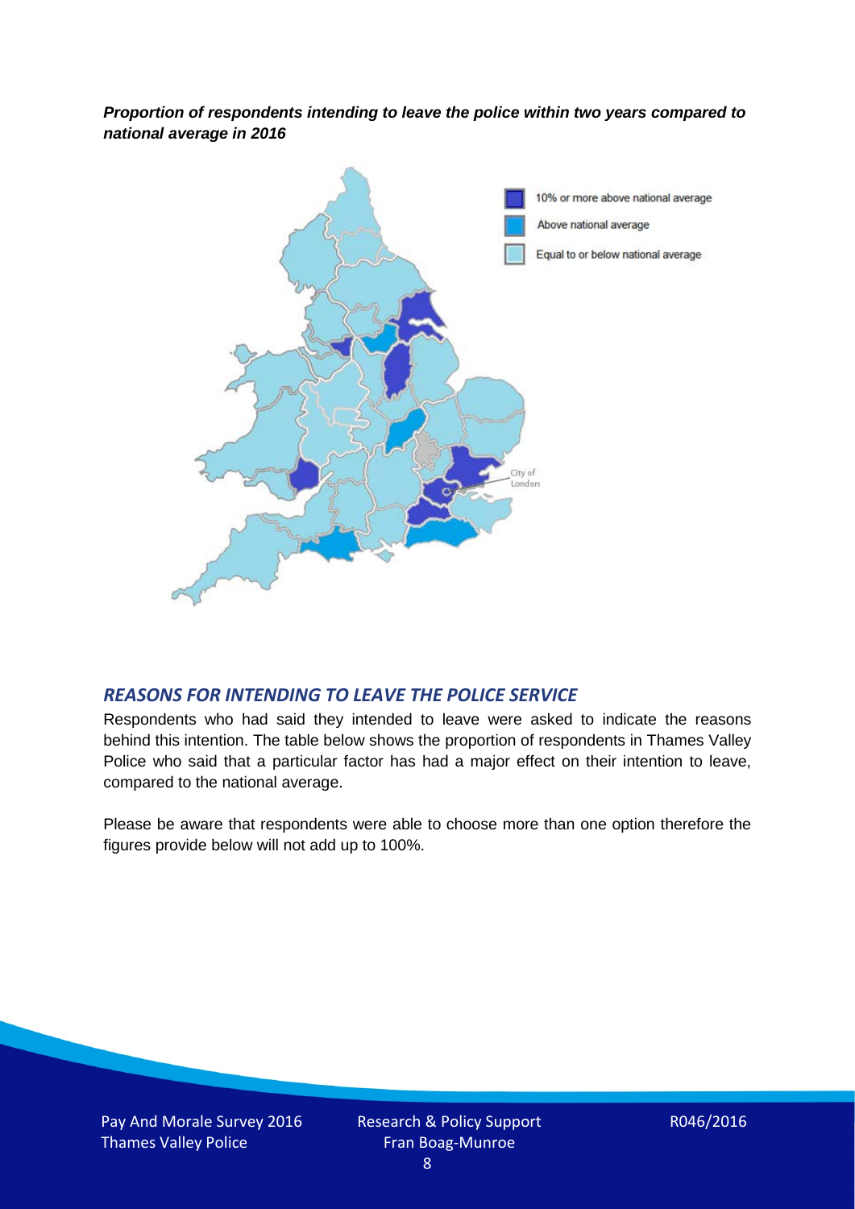***Proportion of respondents intending to leave the police within two years compared to national average in 2016***

10% or more above national average

Above national average

Equal to or below national average

City of London

## *REASONS FOR INTENDING TO LEAVE THE POLICE SERVICE*

Respondents who had said they intended to leave were asked to indicate the reasons behind this intention. The table below shows the proportion of respondents in Thames Valley Police who said that a particular factor has had a major effect on their intention to leave, compared to the national average.

Please be aware that respondents were able to choose more than one option therefore the figures provide below will not add up to 100%.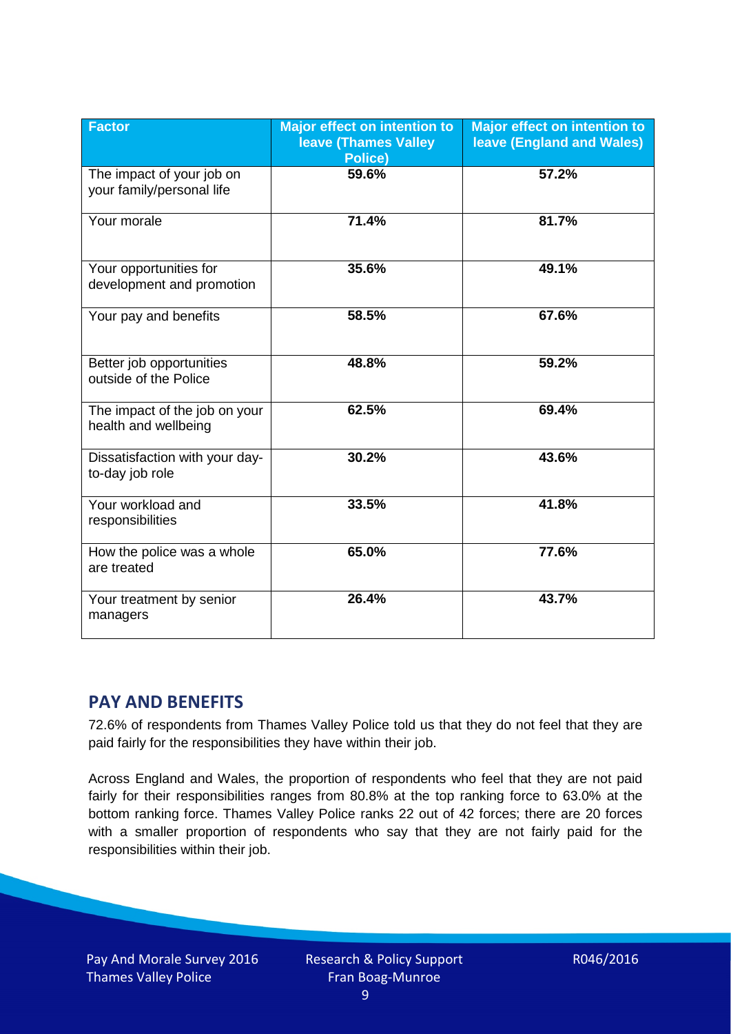| Factor | Major effect on intention to leave (Thames Valley Police) | Major effect on intention to leave (England and Wales) |
|---|---|---|
| The impact of your job on your family/personal life | 59.6% | 57.2% |
| Your morale | 71.4% | 81.7% |
| Your opportunities for development and promotion | 35.6% | 49.1% |
| Your pay and benefits | 58.5% | 67.6% |
| Better job opportunities outside of the Police | 48.8% | 59.2% |
| The impact of the job on your health and wellbeing | 62.5% | 69.4% |
| Dissatisfaction with your day-to-day job role | 30.2% | 43.6% |
| Your workload and responsibilities | 33.5% | 41.8% |
| How the police was a whole are treated | 65.0% | 77.6% |
| Your treatment by senior managers | 26.4% | 43.7% |

## PAY AND BENEFITS

72.6% of respondents from Thames Valley Police told us that they do not feel that they are paid fairly for the responsibilities they have within their job.

Across England and Wales, the proportion of respondents who feel that they are not paid fairly for their responsibilities ranges from 80.8% at the top ranking force to 63.0% at the bottom ranking force. Thames Valley Police ranks 22 out of 42 forces; there are 20 forces with a smaller proportion of respondents who say that they are not fairly paid for the responsibilities within their job.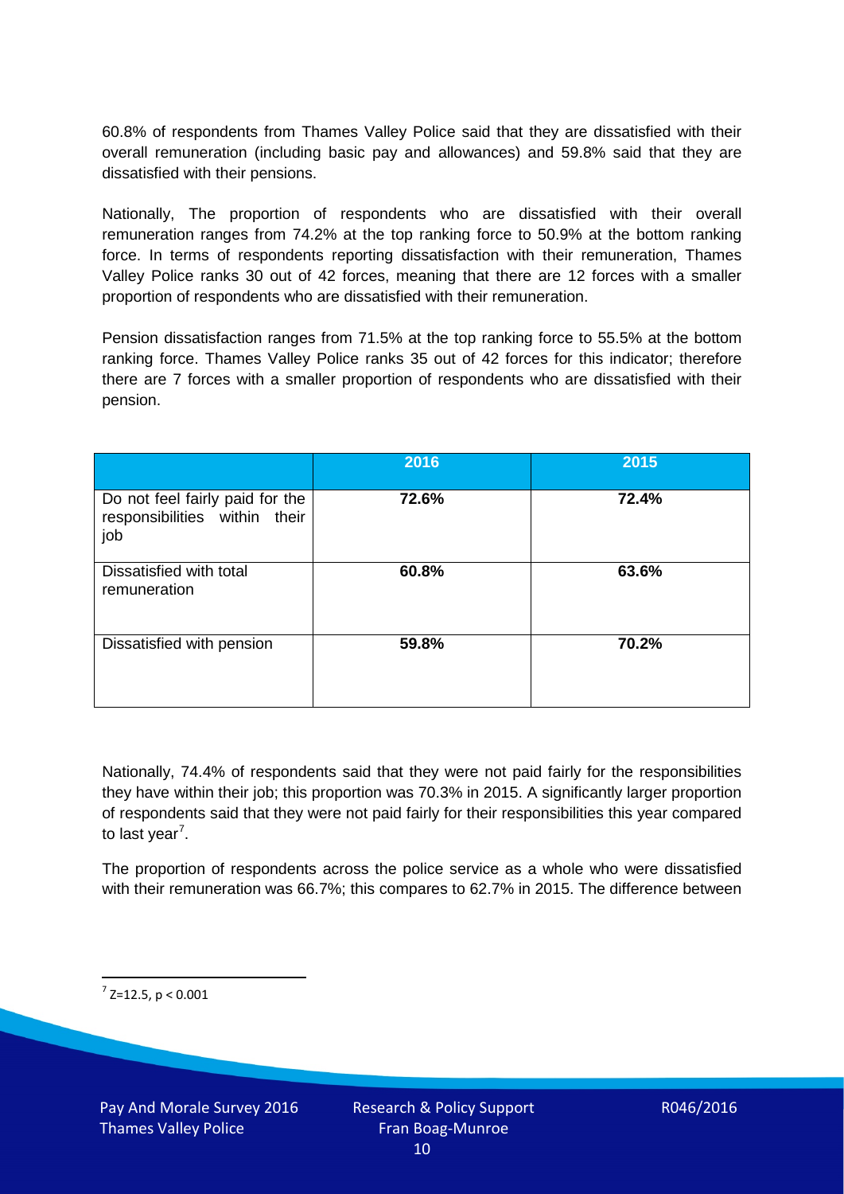60.8% of respondents from Thames Valley Police said that they are dissatisfied with their overall remuneration (including basic pay and allowances) and 59.8% said that they are dissatisfied with their pensions.

Nationally, The proportion of respondents who are dissatisfied with their overall remuneration ranges from 74.2% at the top ranking force to 50.9% at the bottom ranking force. In terms of respondents reporting dissatisfaction with their remuneration, Thames Valley Police ranks 30 out of 42 forces, meaning that there are 12 forces with a smaller proportion of respondents who are dissatisfied with their remuneration.

Pension dissatisfaction ranges from 71.5% at the top ranking force to 55.5% at the bottom ranking force. Thames Valley Police ranks 35 out of 42 forces for this indicator; therefore there are 7 forces with a smaller proportion of respondents who are dissatisfied with their pension.

| | 2016 | 2015 |
|---|---|---|
| Do not feel fairly paid for the responsibilities within their job | **72.6%** | **72.4%** |
| Dissatisfied with total remuneration | **60.8%** | **63.6%** |
| Dissatisfied with pension | **59.8%** | **70.2%** |

Nationally, 74.4% of respondents said that they were not paid fairly for the responsibilities they have within their job; this proportion was 70.3% in 2015. A significantly larger proportion of respondents said that they were not paid fairly for their responsibilities this year compared to last year[7].

The proportion of respondents across the police service as a whole who were dissatisfied with their remuneration was 66.7%; this compares to 62.7% in 2015. The difference between

[7] $Z=12.5$, $p < 0.001$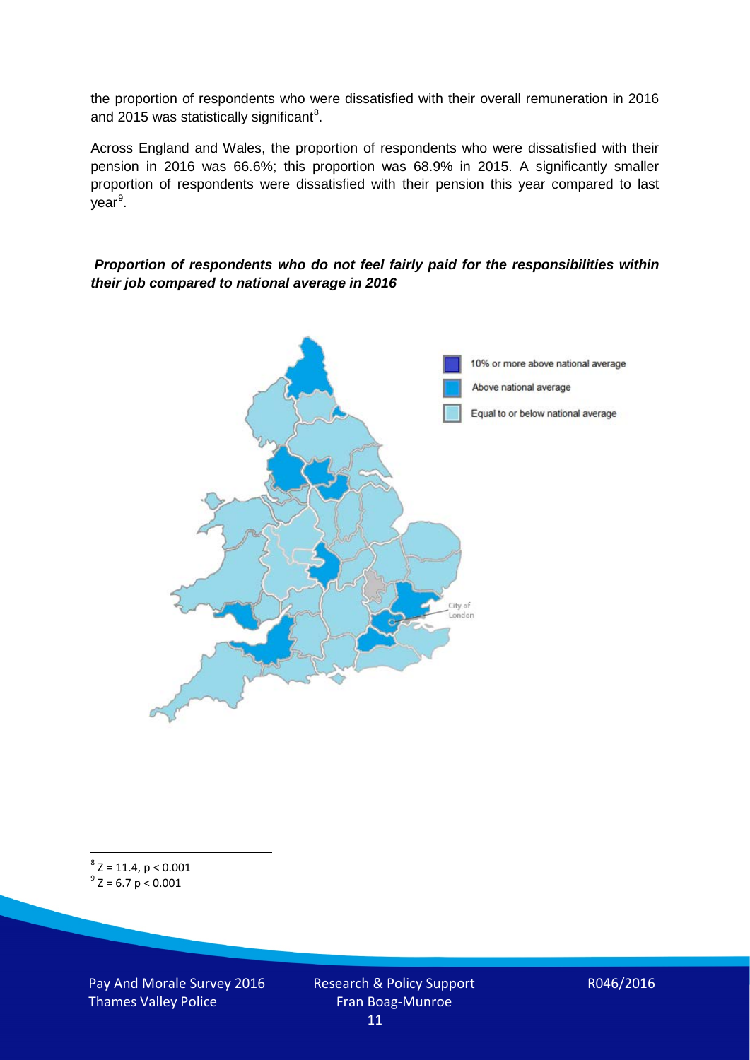the proportion of respondents who were dissatisfied with their overall remuneration in 2016 and 2015 was statistically significant[8].

Across England and Wales, the proportion of respondents who were dissatisfied with their pension in 2016 was 66.6%; this proportion was 68.9% in 2015. A significantly smaller proportion of respondents were dissatisfied with their pension this year compared to last year[9].

***Proportion of respondents who do not feel fairly paid for the responsibilities within their job compared to national average in 2016***

10% or more above national average

Above national average

Equal to or below national average

City of London

[8] $Z = 11.4$, $p < 0.001$

[9] $Z = 6.7$ $p < 0.001$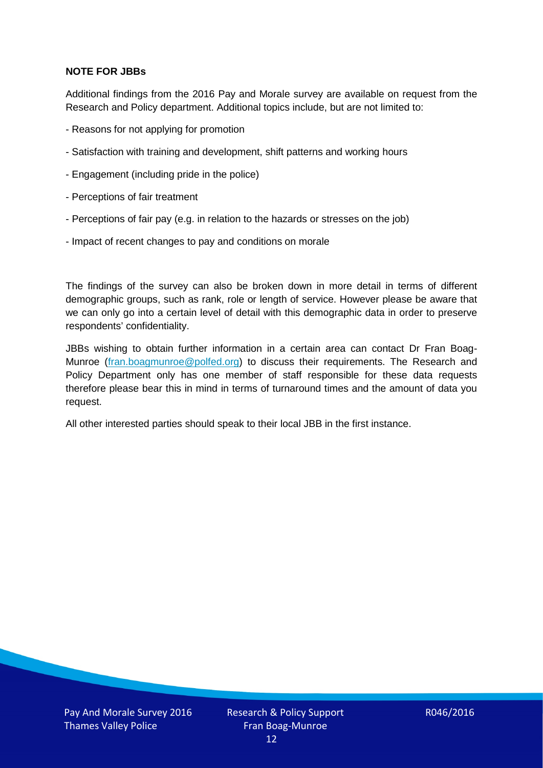**NOTE FOR JBBs**

Additional findings from the 2016 Pay and Morale survey are available on request from the Research and Policy department. Additional topics include, but are not limited to:

- Reasons for not applying for promotion
- Satisfaction with training and development, shift patterns and working hours
- Engagement (including pride in the police)
- Perceptions of fair treatment
- Perceptions of fair pay (e.g. in relation to the hazards or stresses on the job)
- Impact of recent changes to pay and conditions on morale

The findings of the survey can also be broken down in more detail in terms of different demographic groups, such as rank, role or length of service. However please be aware that we can only go into a certain level of detail with this demographic data in order to preserve respondents' confidentiality.

JBBs wishing to obtain further information in a certain area can contact Dr Fran Boag-Munroe ([fran.boagmunroe@polfed.org](mailto:fran.boagmunroe@polfed.org)) to discuss their requirements. The Research and Policy Department only has one member of staff responsible for these data requests therefore please bear this in mind in terms of turnaround times and the amount of data you request.

All other interested parties should speak to their local JBB in the first instance.